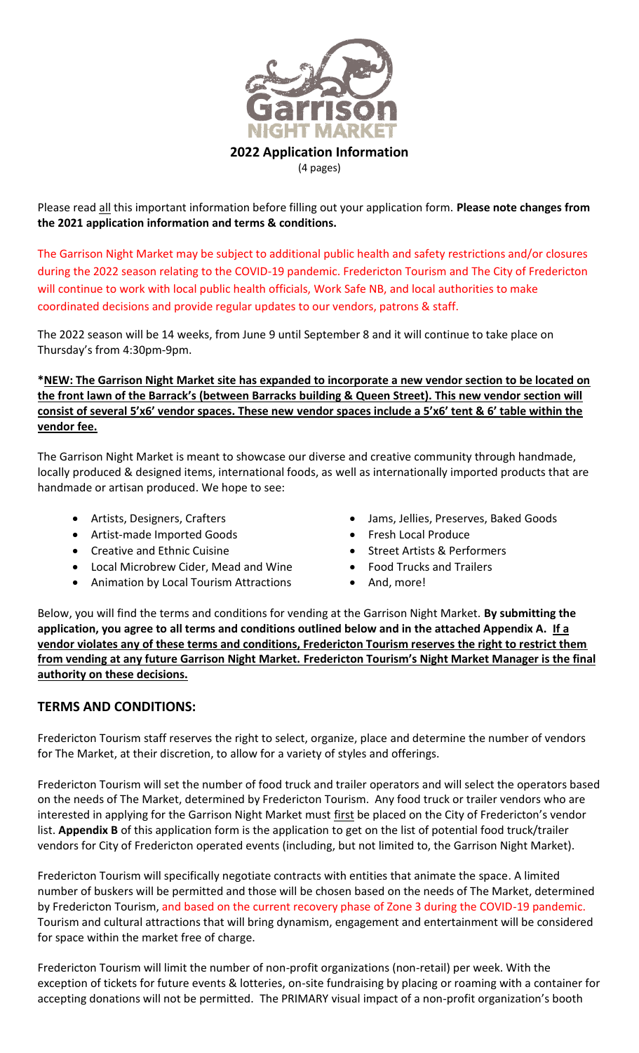# 2022 Application Information

(4 pages)

Please read all this important information before filling out your application form. **Please note changes from the 2021 application information and terms & conditions.**

The Garrison Night Market may be subject to additional public health and safety restrictions and/or closures during the 2022 season relating to the COVID-19 pandemic. Fredericton Tourism and The City of Fredericton will continue to work with local public health officials, Work Safe NB, and local authorities to make coordinated decisions and provide regular updates to our vendors, patrons & staff.

The 2022 season will be 14 weeks, from June 9 until September 8 and it will continue to take place on Thursday's from 4:30pm-9pm.

**\*NEW: The Garrison Night Market site has expanded to incorporate a new vendor section to be located on the front lawn of the Barrack's (between Barracks building & Queen Street). This new vendor section will consist of several 5'x6' vendor spaces. These new vendor spaces include a 5'x6' tent & 6' table within the vendor fee.**

The Garrison Night Market is meant to showcase our diverse and creative community through handmade, locally produced & designed items, international foods, as well as internationally imported products that are handmade or artisan produced. We hope to see:

- Artists, Designers, Crafters
- Artist-made Imported Goods
- Creative and Ethnic Cuisine
- Local Microbrew Cider, Mead and Wine
- Animation by Local Tourism Attractions
- Jams, Jellies, Preserves, Baked Goods
- Fresh Local Produce
- Street Artists & Performers
- Food Trucks and Trailers
- And, more!

Below, you will find the terms and conditions for vending at the Garrison Night Market. **By submitting the application, you agree to all terms and conditions outlined below and in the attached Appendix A. If a vendor violates any of these terms and conditions, Fredericton Tourism reserves the right to restrict them from vending at any future Garrison Night Market. Fredericton Tourism's Night Market Manager is the final authority on these decisions.**

## TERMS AND CONDITIONS:

Fredericton Tourism staff reserves the right to select, organize, place and determine the number of vendors for The Market, at their discretion, to allow for a variety of styles and offerings.

Fredericton Tourism will set the number of food truck and trailer operators and will select the operators based on the needs of The Market, determined by Fredericton Tourism. Any food truck or trailer vendors who are interested in applying for the Garrison Night Market must first be placed on the City of Fredericton's vendor list. **Appendix B** of this application form is the application to get on the list of potential food truck/trailer vendors for City of Fredericton operated events (including, but not limited to, the Garrison Night Market).

Fredericton Tourism will specifically negotiate contracts with entities that animate the space. A limited number of buskers will be permitted and those will be chosen based on the needs of The Market, determined by Fredericton Tourism, and based on the current recovery phase of Zone 3 during the COVID-19 pandemic. Tourism and cultural attractions that will bring dynamism, engagement and entertainment will be considered for space within the market free of charge.

Fredericton Tourism will limit the number of non-profit organizations (non-retail) per week. With the exception of tickets for future events & lotteries, on-site fundraising by placing or roaming with a container for accepting donations will not be permitted. The PRIMARY visual impact of a non-profit organization's booth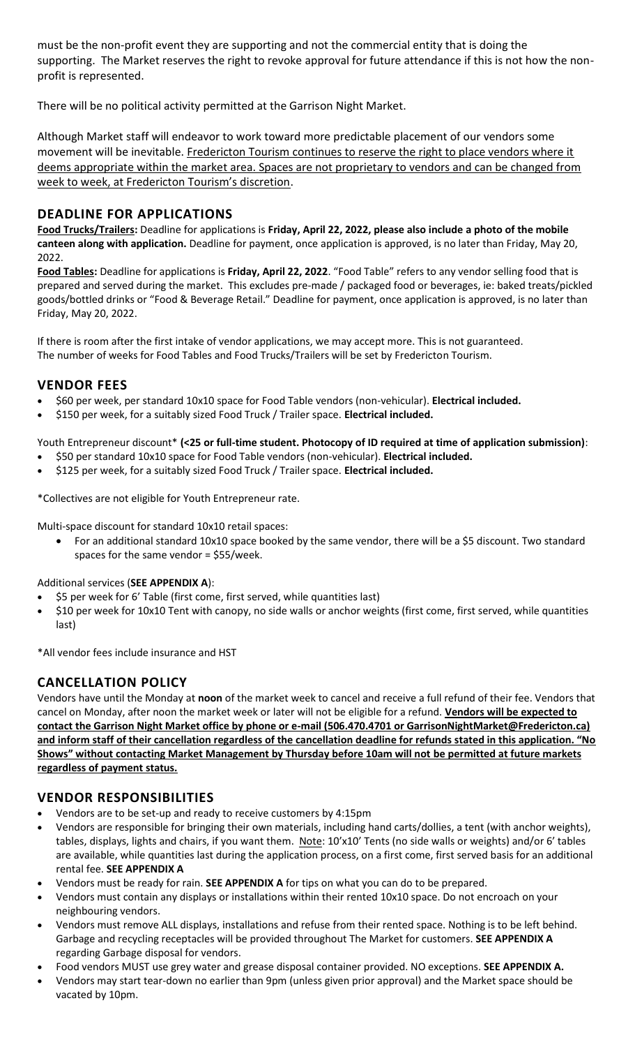must be the non-profit event they are supporting and not the commercial entity that is doing the supporting. The Market reserves the right to revoke approval for future attendance if this is not how the non-profit is represented.

There will be no political activity permitted at the Garrison Night Market.

Although Market staff will endeavor to work toward more predictable placement of our vendors some movement will be inevitable. <u>Fredericton Tourism continues to reserve the right to place vendors where it deems appropriate within the market area. Spaces are not proprietary to vendors and can be changed from week to week, at Fredericton Tourism's discretion</u>.

## DEADLINE FOR APPLICATIONS

**<u>Food Trucks/Trailers</u>: Deadline for applications is Friday, April 22, 2022, please also include a photo of the mobile canteen along with application.** Deadline for payment, once application is approved, is no later than Friday, May 20, 2022.

**<u>Food Tables</u>:** Deadline for applications is **Friday, April 22, 2022**. "Food Table" refers to any vendor selling food that is prepared and served during the market. This excludes pre-made / packaged food or beverages, ie: baked treats/pickled goods/bottled drinks or "Food & Beverage Retail." Deadline for payment, once application is approved, is no later than Friday, May 20, 2022.

If there is room after the first intake of vendor applications, we may accept more. This is not guaranteed.
The number of weeks for Food Tables and Food Trucks/Trailers will be set by Fredericton Tourism.

## VENDOR FEES

- $60 per week, per standard 10x10 space for Food Table vendors (non-vehicular). **Electrical included.**
- $150 per week, for a suitably sized Food Truck / Trailer space. **Electrical included.**

Youth Entrepreneur discount* **(<25 or full-time student. Photocopy of ID required at time of application submission)**:

- $50 per standard 10x10 space for Food Table vendors (non-vehicular). **Electrical included.**
- $125 per week, for a suitably sized Food Truck / Trailer space. **Electrical included.**

*Collectives are not eligible for Youth Entrepreneur rate.

Multi-space discount for standard 10x10 retail spaces:

- For an additional standard 10x10 space booked by the same vendor, there will be a $5 discount. Two standard spaces for the same vendor = $55/week.

Additional services (**SEE APPENDIX A**):

- $5 per week for 6' Table (first come, first served, while quantities last)
- $10 per week for 10x10 Tent with canopy, no side walls or anchor weights (first come, first served, while quantities last)

*All vendor fees include insurance and HST

## CANCELLATION POLICY

Vendors have until the Monday at **noon** of the market week to cancel and receive a full refund of their fee. Vendors that cancel on Monday, after noon the market week or later will not be eligible for a refund. **<u>Vendors will be expected to contact the Garrison Night Market office by phone or e-mail (506.470.4701 or GarrisonNightMarket@Fredericton.ca) and inform staff of their cancellation regardless of the cancellation deadline for refunds stated in this application. "No Shows" without contacting Market Management by Thursday before 10am will not be permitted at future markets regardless of payment status.</u>**

## VENDOR RESPONSIBILITIES

- Vendors are to be set-up and ready to receive customers by 4:15pm
- Vendors are responsible for bringing their own materials, including hand carts/dollies, a tent (with anchor weights), tables, displays, lights and chairs, if you want them. <u>Note</u>: 10'x10' Tents (no side walls or weights) and/or 6' tables are available, while quantities last during the application process, on a first come, first served basis for an additional rental fee. **SEE APPENDIX A**
- Vendors must be ready for rain. **SEE APPENDIX A** for tips on what you can do to be prepared.
- Vendors must contain any displays or installations within their rented 10x10 space. Do not encroach on your neighbouring vendors.
- Vendors must remove ALL displays, installations and refuse from their rented space. Nothing is to be left behind. Garbage and recycling receptacles will be provided throughout The Market for customers. **SEE APPENDIX A** regarding Garbage disposal for vendors.
- Food vendors MUST use grey water and grease disposal container provided. NO exceptions. **SEE APPENDIX A.**
- Vendors may start tear-down no earlier than 9pm (unless given prior approval) and the Market space should be vacated by 10pm.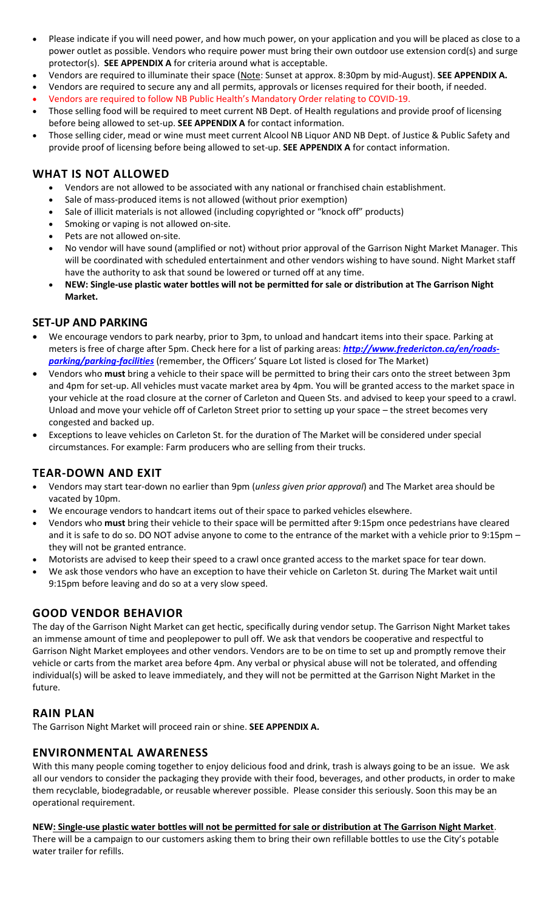- Please indicate if you will need power, and how much power, on your application and you will be placed as close to a power outlet as possible. Vendors who require power must bring their own outdoor use extension cord(s) and surge protector(s). **SEE APPENDIX A** for criteria around what is acceptable.
- Vendors are required to illuminate their space (Note: Sunset at approx. 8:30pm by mid-August). **SEE APPENDIX A.**
- Vendors are required to secure any and all permits, approvals or licenses required for their booth, if needed.
- Vendors are required to follow NB Public Health's Mandatory Order relating to COVID-19.
- Those selling food will be required to meet current NB Dept. of Health regulations and provide proof of licensing before being allowed to set-up. **SEE APPENDIX A** for contact information.
- Those selling cider, mead or wine must meet current Alcool NB Liquor AND NB Dept. of Justice & Public Safety and provide proof of licensing before being allowed to set-up. **SEE APPENDIX A** for contact information.

## WHAT IS NOT ALLOWED

- Vendors are not allowed to be associated with any national or franchised chain establishment.
- Sale of mass-produced items is not allowed (without prior exemption)
- Sale of illicit materials is not allowed (including copyrighted or "knock off" products)
- Smoking or vaping is not allowed on-site.
- Pets are not allowed on-site.
- No vendor will have sound (amplified or not) without prior approval of the Garrison Night Market Manager. This will be coordinated with scheduled entertainment and other vendors wishing to have sound. Night Market staff have the authority to ask that sound be lowered or turned off at any time.
- **NEW: Single-use plastic water bottles will not be permitted for sale or distribution at The Garrison Night Market.**

## SET-UP AND PARKING

- We encourage vendors to park nearby, prior to 3pm, to unload and handcart items into their space. Parking at meters is free of charge after 5pm. Check here for a list of parking areas: ***http://www.fredericton.ca/en/roads-parking/parking-facilities*** (remember, the Officers' Square Lot listed is closed for The Market)
- Vendors who **must** bring a vehicle to their space will be permitted to bring their cars onto the street between 3pm and 4pm for set-up. All vehicles must vacate market area by 4pm. You will be granted access to the market space in your vehicle at the road closure at the corner of Carleton and Queen Sts. and advised to keep your speed to a crawl. Unload and move your vehicle off of Carleton Street prior to setting up your space – the street becomes very congested and backed up.
- Exceptions to leave vehicles on Carleton St. for the duration of The Market will be considered under special circumstances. For example: Farm producers who are selling from their trucks.

## TEAR-DOWN AND EXIT

- Vendors may start tear-down no earlier than 9pm (*unless given prior approval*) and The Market area should be vacated by 10pm.
- We encourage vendors to handcart items out of their space to parked vehicles elsewhere.
- Vendors who **must** bring their vehicle to their space will be permitted after 9:15pm once pedestrians have cleared and it is safe to do so. DO NOT advise anyone to come to the entrance of the market with a vehicle prior to 9:15pm – they will not be granted entrance.
- Motorists are advised to keep their speed to a crawl once granted access to the market space for tear down.
- We ask those vendors who have an exception to have their vehicle on Carleton St. during The Market wait until 9:15pm before leaving and do so at a very slow speed.

## GOOD VENDOR BEHAVIOR

The day of the Garrison Night Market can get hectic, specifically during vendor setup. The Garrison Night Market takes an immense amount of time and peoplepower to pull off. We ask that vendors be cooperative and respectful to Garrison Night Market employees and other vendors. Vendors are to be on time to set up and promptly remove their vehicle or carts from the market area before 4pm. Any verbal or physical abuse will not be tolerated, and offending individual(s) will be asked to leave immediately, and they will not be permitted at the Garrison Night Market in the future.

## RAIN PLAN

The Garrison Night Market will proceed rain or shine. **SEE APPENDIX A.**

## ENVIRONMENTAL AWARENESS

With this many people coming together to enjoy delicious food and drink, trash is always going to be an issue. We ask all our vendors to consider the packaging they provide with their food, beverages, and other products, in order to make them recyclable, biodegradable, or reusable wherever possible. Please consider this seriously. Soon this may be an operational requirement.

**NEW: Single-use plastic water bottles will not be permitted for sale or distribution at The Garrison Night Market**. There will be a campaign to our customers asking them to bring their own refillable bottles to use the City's potable water trailer for refills.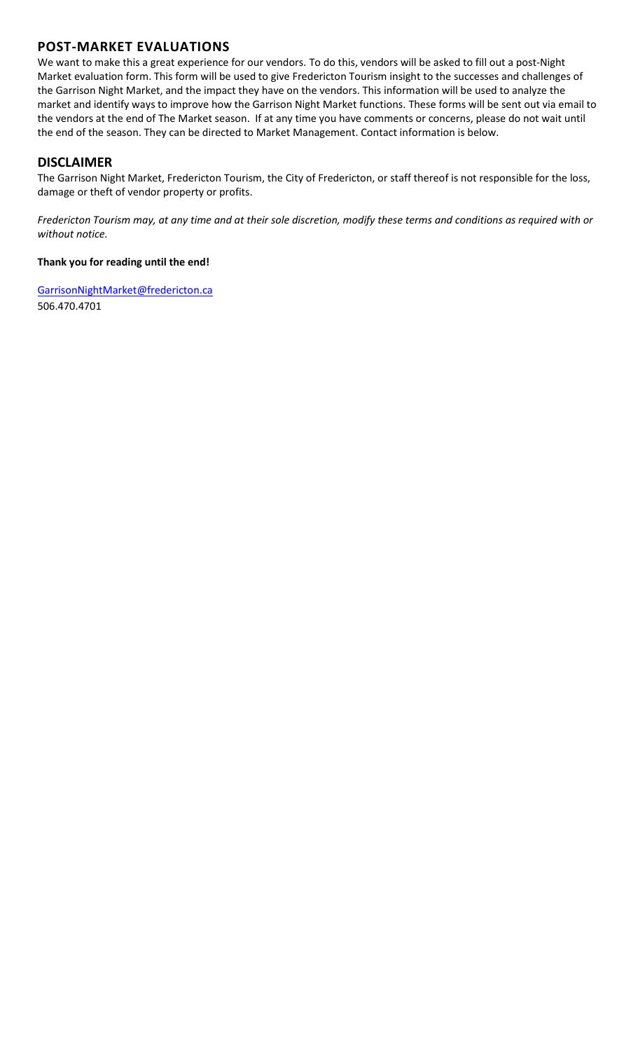## POST-MARKET EVALUATIONS

We want to make this a great experience for our vendors. To do this, vendors will be asked to fill out a post-Night Market evaluation form. This form will be used to give Fredericton Tourism insight to the successes and challenges of the Garrison Night Market, and the impact they have on the vendors. This information will be used to analyze the market and identify ways to improve how the Garrison Night Market functions. These forms will be sent out via email to the vendors at the end of The Market season. If at any time you have comments or concerns, please do not wait until the end of the season. They can be directed to Market Management. Contact information is below.

## DISCLAIMER

The Garrison Night Market, Fredericton Tourism, the City of Fredericton, or staff thereof is not responsible for the loss, damage or theft of vendor property or profits.

*Fredericton Tourism may, at any time and at their sole discretion, modify these terms and conditions as required with or without notice.*

**Thank you for reading until the end!**

GarrisonNightMarket@fredericton.ca
506.470.4701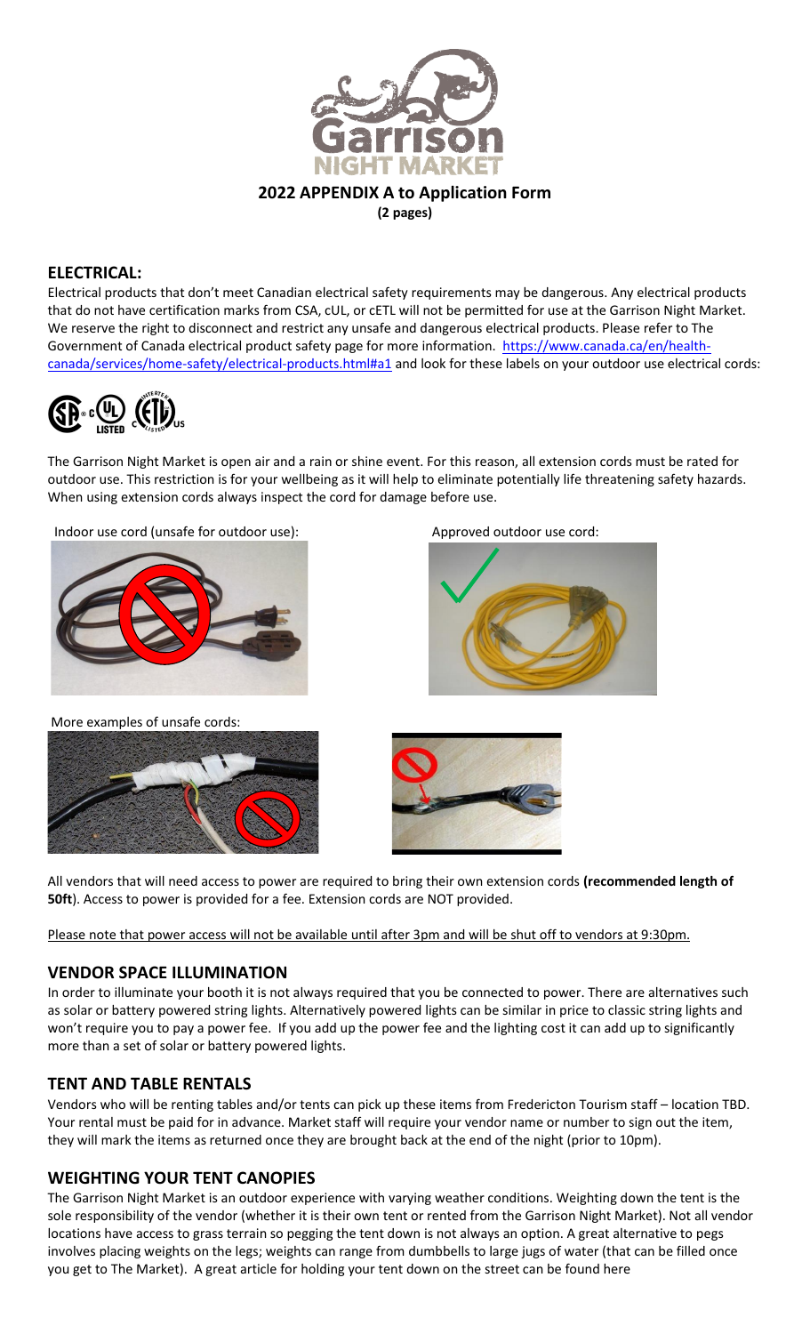**2022 APPENDIX A to Application Form**
**(2 pages)**

## ELECTRICAL:

Electrical products that don't meet Canadian electrical safety requirements may be dangerous. Any electrical products that do not have certification marks from CSA, cUL, or cETL will not be permitted for use at the Garrison Night Market. We reserve the right to disconnect and restrict any unsafe and dangerous electrical products. Please refer to The Government of Canada electrical product safety page for more information. https://www.canada.ca/en/health-canada/services/home-safety/electrical-products.html#a1 and look for these labels on your outdoor use electrical cords:

The Garrison Night Market is open air and a rain or shine event. For this reason, all extension cords must be rated for outdoor use. This restriction is for your wellbeing as it will help to eliminate potentially life threatening safety hazards. When using extension cords always inspect the cord for damage before use.

Indoor use cord (unsafe for outdoor use):

Approved outdoor use cord:

More examples of unsafe cords:

All vendors that will need access to power are required to bring their own extension cords **(recommended length of 50ft)**. Access to power is provided for a fee. Extension cords are NOT provided.

Please note that power access will not be available until after 3pm and will be shut off to vendors at 9:30pm.

## VENDOR SPACE ILLUMINATION

In order to illuminate your booth it is not always required that you be connected to power. There are alternatives such as solar or battery powered string lights. Alternatively powered lights can be similar in price to classic string lights and won't require you to pay a power fee. If you add up the power fee and the lighting cost it can add up to significantly more than a set of solar or battery powered lights.

## TENT AND TABLE RENTALS

Vendors who will be renting tables and/or tents can pick up these items from Fredericton Tourism staff – location TBD. Your rental must be paid for in advance. Market staff will require your vendor name or number to sign out the item, they will mark the items as returned once they are brought back at the end of the night (prior to 10pm).

## WEIGHTING YOUR TENT CANOPIES

The Garrison Night Market is an outdoor experience with varying weather conditions. Weighting down the tent is the sole responsibility of the vendor (whether it is their own tent or rented from the Garrison Night Market). Not all vendor locations have access to grass terrain so pegging the tent down is not always an option. A great alternative to pegs involves placing weights on the legs; weights can range from dumbbells to large jugs of water (that can be filled once you get to The Market). A great article for holding your tent down on the street can be found here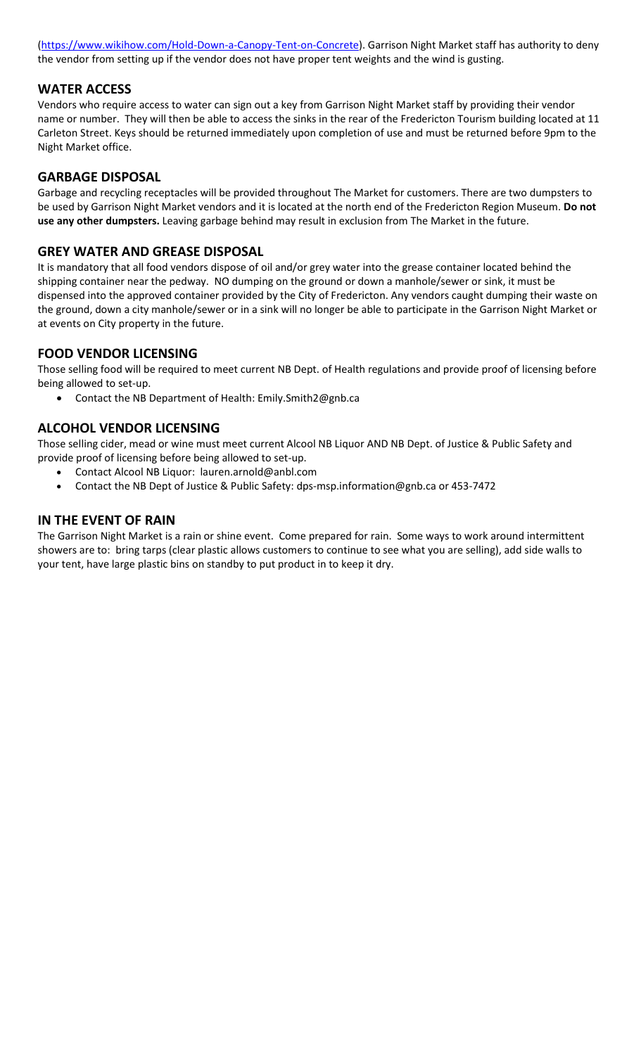(https://www.wikihow.com/Hold-Down-a-Canopy-Tent-on-Concrete). Garrison Night Market staff has authority to deny the vendor from setting up if the vendor does not have proper tent weights and the wind is gusting.

## WATER ACCESS

Vendors who require access to water can sign out a key from Garrison Night Market staff by providing their vendor name or number. They will then be able to access the sinks in the rear of the Fredericton Tourism building located at 11 Carleton Street. Keys should be returned immediately upon completion of use and must be returned before 9pm to the Night Market office.

## GARBAGE DISPOSAL

Garbage and recycling receptacles will be provided throughout The Market for customers. There are two dumpsters to be used by Garrison Night Market vendors and it is located at the north end of the Fredericton Region Museum. **Do not use any other dumpsters.** Leaving garbage behind may result in exclusion from The Market in the future.

## GREY WATER AND GREASE DISPOSAL

It is mandatory that all food vendors dispose of oil and/or grey water into the grease container located behind the shipping container near the pedway. NO dumping on the ground or down a manhole/sewer or sink, it must be dispensed into the approved container provided by the City of Fredericton. Any vendors caught dumping their waste on the ground, down a city manhole/sewer or in a sink will no longer be able to participate in the Garrison Night Market or at events on City property in the future.

## FOOD VENDOR LICENSING

Those selling food will be required to meet current NB Dept. of Health regulations and provide proof of licensing before being allowed to set-up.

- Contact the NB Department of Health: Emily.Smith2@gnb.ca

## ALCOHOL VENDOR LICENSING

Those selling cider, mead or wine must meet current Alcool NB Liquor AND NB Dept. of Justice & Public Safety and provide proof of licensing before being allowed to set-up.

- Contact Alcool NB Liquor: lauren.arnold@anbl.com
- Contact the NB Dept of Justice & Public Safety: dps-msp.information@gnb.ca or 453-7472

## IN THE EVENT OF RAIN

The Garrison Night Market is a rain or shine event. Come prepared for rain. Some ways to work around intermittent showers are to: bring tarps (clear plastic allows customers to continue to see what you are selling), add side walls to your tent, have large plastic bins on standby to put product in to keep it dry.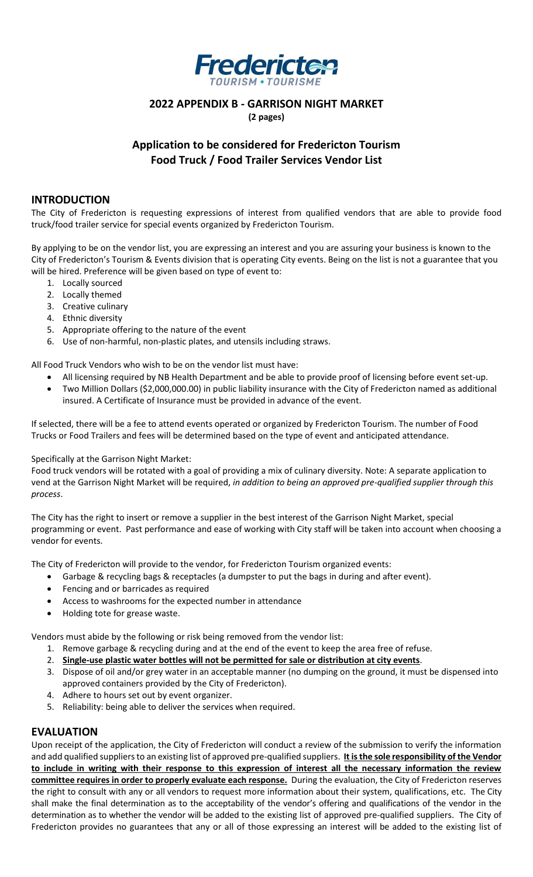# 2022 APPENDIX B - GARRISON NIGHT MARKET

**(2 pages)**

## Application to be considered for Fredericton Tourism Food Truck / Food Trailer Services Vendor List

## INTRODUCTION

The City of Fredericton is requesting expressions of interest from qualified vendors that are able to provide food truck/food trailer service for special events organized by Fredericton Tourism.

By applying to be on the vendor list, you are expressing an interest and you are assuring your business is known to the City of Fredericton's Tourism & Events division that is operating City events. Being on the list is not a guarantee that you will be hired. Preference will be given based on type of event to:

1. Locally sourced
2. Locally themed
3. Creative culinary
4. Ethnic diversity
5. Appropriate offering to the nature of the event
6. Use of non-harmful, non-plastic plates, and utensils including straws.

All Food Truck Vendors who wish to be on the vendor list must have:

- All licensing required by NB Health Department and be able to provide proof of licensing before event set-up.
- Two Million Dollars ($2,000,000.00) in public liability insurance with the City of Fredericton named as additional insured. A Certificate of Insurance must be provided in advance of the event.

If selected, there will be a fee to attend events operated or organized by Fredericton Tourism. The number of Food Trucks or Food Trailers and fees will be determined based on the type of event and anticipated attendance.

Specifically at the Garrison Night Market:
Food truck vendors will be rotated with a goal of providing a mix of culinary diversity. Note: A separate application to vend at the Garrison Night Market will be required, *in addition to being an approved pre-qualified supplier through this process*.

The City has the right to insert or remove a supplier in the best interest of the Garrison Night Market, special programming or event. Past performance and ease of working with City staff will be taken into account when choosing a vendor for events.

The City of Fredericton will provide to the vendor, for Fredericton Tourism organized events:

- Garbage & recycling bags & receptacles (a dumpster to put the bags in during and after event).
- Fencing and or barricades as required
- Access to washrooms for the expected number in attendance
- Holding tote for grease waste.

Vendors must abide by the following or risk being removed from the vendor list:

1. Remove garbage & recycling during and at the end of the event to keep the area free of refuse.
2. **Single-use plastic water bottles will not be permitted for sale or distribution at city events**.
3. Dispose of oil and/or grey water in an acceptable manner (no dumping on the ground, it must be dispensed into approved containers provided by the City of Fredericton).
4. Adhere to hours set out by event organizer.
5. Reliability: being able to deliver the services when required.

## EVALUATION

Upon receipt of the application, the City of Fredericton will conduct a review of the submission to verify the information and add qualified suppliers to an existing list of approved pre-qualified suppliers. **It is the sole responsibility of the Vendor to include in writing with their response to this expression of interest all the necessary information the review committee requires in order to properly evaluate each response.** During the evaluation, the City of Fredericton reserves the right to consult with any or all vendors to request more information about their system, qualifications, etc. The City shall make the final determination as to the acceptability of the vendor's offering and qualifications of the vendor in the determination as to whether the vendor will be added to the existing list of approved pre-qualified suppliers. The City of Fredericton provides no guarantees that any or all of those expressing an interest will be added to the existing list of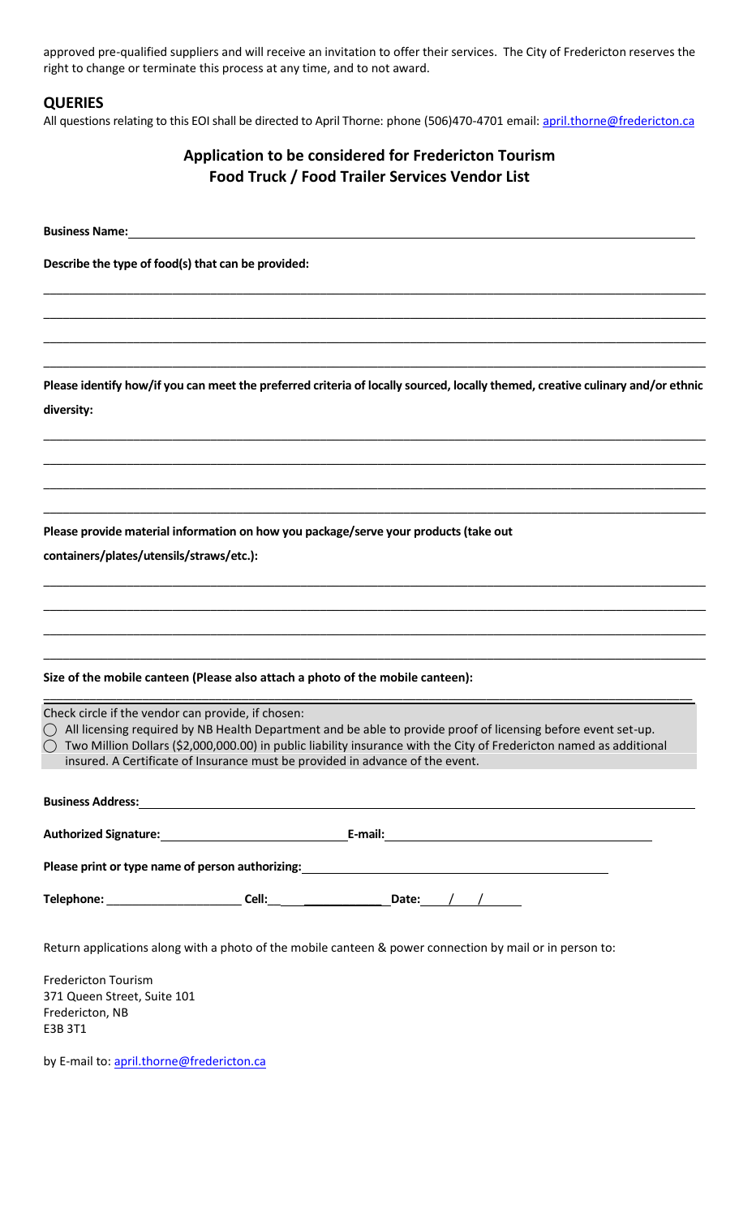approved pre-qualified suppliers and will receive an invitation to offer their services. The City of Fredericton reserves the right to change or terminate this process at any time, and to not award.

## QUERIES

All questions relating to this EOI shall be directed to April Thorne: phone (506)470-4701 email: april.thorne@fredericton.ca

## Application to be considered for Fredericton Tourism Food Truck / Food Trailer Services Vendor List

**Business Name:** ______________________________________________

**Describe the type of food(s) that can be provided:**

______________________________________________

______________________________________________

______________________________________________

______________________________________________

**Please identify how/if you can meet the preferred criteria of locally sourced, locally themed, creative culinary and/or ethnic diversity:**

______________________________________________

______________________________________________

______________________________________________

______________________________________________

**Please provide material information on how you package/serve your products (take out containers/plates/utensils/straws/etc.):**

______________________________________________

______________________________________________

______________________________________________

______________________________________________

**Size of the mobile canteen (Please also attach a photo of the mobile canteen):**

______________________________________________

Check circle if the vendor can provide, if chosen:

◯ All licensing required by NB Health Department and be able to provide proof of licensing before event set-up.

◯ Two Million Dollars ($2,000,000.00) in public liability insurance with the City of Fredericton named as additional insured. A Certificate of Insurance must be provided in advance of the event.

**Business Address:** ______________________________________________

**Authorized Signature:** ____________________ **E-mail:** ____________________

**Please print or type name of person authorizing:** ____________________

**Telephone:** ____________________ **Cell:** ____________________ **Date:** ___ / ___ / ___

Return applications along with a photo of the mobile canteen & power connection by mail or in person to:

Fredericton Tourism
371 Queen Street, Suite 101
Fredericton, NB
E3B 3T1

by E-mail to: april.thorne@fredericton.ca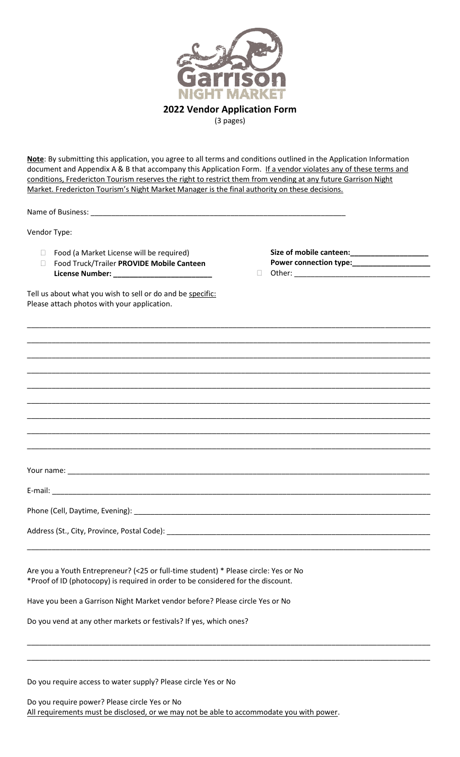# 2022 Vendor Application Form

(3 pages)

**Note**: By submitting this application, you agree to all terms and conditions outlined in the Application Information document and Appendix A & B that accompany this Application Form. If a vendor violates any of these terms and conditions, Fredericton Tourism reserves the right to restrict them from vending at any future Garrison Night Market. Fredericton Tourism's Night Market Manager is the final authority on these decisions.

Name of Business: ______________________________________________________________

Vendor Type:

- ☐ Food (a Market License will be required)
- ☐ Food Truck/Trailer **PROVIDE Mobile Canteen License Number: ________________________**

**Size of mobile canteen:___________________**
**Power connection type:___________________**

- ☐ Other: ________________________________

Tell us about what you wish to sell or do and be specific:
Please attach photos with your application.

______________________________________________________________________________________________

______________________________________________________________________________________________

______________________________________________________________________________________________

______________________________________________________________________________________________

______________________________________________________________________________________________

______________________________________________________________________________________________

______________________________________________________________________________________________

______________________________________________________________________________________________

______________________________________________________________________________________________

Your name: ___________________________________________________________________________________

E-mail: ______________________________________________________________________________________

Phone (Cell, Daytime, Evening): __________________________________________________________________

Address (St., City, Province, Postal Code): __________________________________________________________

______________________________________________________________________________________________

Are you a Youth Entrepreneur? (<25 or full-time student) * Please circle: Yes or No
*Proof of ID (photocopy) is required in order to be considered for the discount.

Have you been a Garrison Night Market vendor before? Please circle Yes or No

Do you vend at any other markets or festivals? If yes, which ones?

______________________________________________________________________________________________

______________________________________________________________________________________________

Do you require access to water supply? Please circle Yes or No

Do you require power? Please circle Yes or No
All requirements must be disclosed, or we may not be able to accommodate you with power.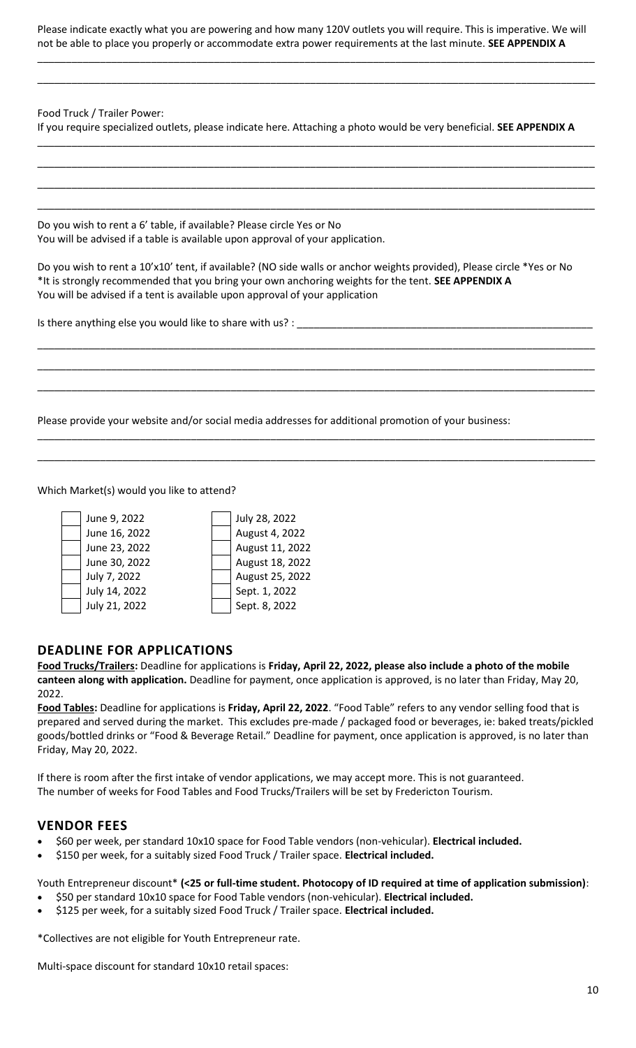Please indicate exactly what you are powering and how many 120V outlets you will require. This is imperative. We will not be able to place you properly or accommodate extra power requirements at the last minute. **SEE APPENDIX A**

\_\_\_\_\_\_\_\_\_\_\_\_\_\_\_\_\_\_\_\_\_\_\_\_\_\_\_\_\_\_\_\_\_\_\_\_\_\_\_\_\_\_\_\_\_\_\_\_\_\_\_\_\_\_\_\_\_\_\_\_\_\_\_\_\_\_\_\_\_\_\_\_

\_\_\_\_\_\_\_\_\_\_\_\_\_\_\_\_\_\_\_\_\_\_\_\_\_\_\_\_\_\_\_\_\_\_\_\_\_\_\_\_\_\_\_\_\_\_\_\_\_\_\_\_\_\_\_\_\_\_\_\_\_\_\_\_\_\_\_\_\_\_\_\_

Food Truck / Trailer Power:
If you require specialized outlets, please indicate here. Attaching a photo would be very beneficial. **SEE APPENDIX A**

\_\_\_\_\_\_\_\_\_\_\_\_\_\_\_\_\_\_\_\_\_\_\_\_\_\_\_\_\_\_\_\_\_\_\_\_\_\_\_\_\_\_\_\_\_\_\_\_\_\_\_\_\_\_\_\_\_\_\_\_\_\_\_\_\_\_\_\_\_\_\_\_

\_\_\_\_\_\_\_\_\_\_\_\_\_\_\_\_\_\_\_\_\_\_\_\_\_\_\_\_\_\_\_\_\_\_\_\_\_\_\_\_\_\_\_\_\_\_\_\_\_\_\_\_\_\_\_\_\_\_\_\_\_\_\_\_\_\_\_\_\_\_\_\_

\_\_\_\_\_\_\_\_\_\_\_\_\_\_\_\_\_\_\_\_\_\_\_\_\_\_\_\_\_\_\_\_\_\_\_\_\_\_\_\_\_\_\_\_\_\_\_\_\_\_\_\_\_\_\_\_\_\_\_\_\_\_\_\_\_\_\_\_\_\_\_\_

\_\_\_\_\_\_\_\_\_\_\_\_\_\_\_\_\_\_\_\_\_\_\_\_\_\_\_\_\_\_\_\_\_\_\_\_\_\_\_\_\_\_\_\_\_\_\_\_\_\_\_\_\_\_\_\_\_\_\_\_\_\_\_\_\_\_\_\_\_\_\_\_

Do you wish to rent a 6' table, if available? Please circle Yes or No
You will be advised if a table is available upon approval of your application.

Do you wish to rent a 10'x10' tent, if available? (NO side walls or anchor weights provided), Please circle *Yes or No
*It is strongly recommended that you bring your own anchoring weights for the tent. **SEE APPENDIX A**
You will be advised if a tent is available upon approval of your application

Is there anything else you would like to share with us? : \_\_\_\_\_\_\_\_\_\_\_\_\_\_\_\_\_\_\_\_\_\_\_\_\_\_\_\_\_\_\_\_\_\_\_\_

\_\_\_\_\_\_\_\_\_\_\_\_\_\_\_\_\_\_\_\_\_\_\_\_\_\_\_\_\_\_\_\_\_\_\_\_\_\_\_\_\_\_\_\_\_\_\_\_\_\_\_\_\_\_\_\_\_\_\_\_\_\_\_\_\_\_\_\_\_\_\_\_

\_\_\_\_\_\_\_\_\_\_\_\_\_\_\_\_\_\_\_\_\_\_\_\_\_\_\_\_\_\_\_\_\_\_\_\_\_\_\_\_\_\_\_\_\_\_\_\_\_\_\_\_\_\_\_\_\_\_\_\_\_\_\_\_\_\_\_\_\_\_\_\_

\_\_\_\_\_\_\_\_\_\_\_\_\_\_\_\_\_\_\_\_\_\_\_\_\_\_\_\_\_\_\_\_\_\_\_\_\_\_\_\_\_\_\_\_\_\_\_\_\_\_\_\_\_\_\_\_\_\_\_\_\_\_\_\_\_\_\_\_\_\_\_\_

Please provide your website and/or social media addresses for additional promotion of your business:

\_\_\_\_\_\_\_\_\_\_\_\_\_\_\_\_\_\_\_\_\_\_\_\_\_\_\_\_\_\_\_\_\_\_\_\_\_\_\_\_\_\_\_\_\_\_\_\_\_\_\_\_\_\_\_\_\_\_\_\_\_\_\_\_\_\_\_\_\_\_\_\_

\_\_\_\_\_\_\_\_\_\_\_\_\_\_\_\_\_\_\_\_\_\_\_\_\_\_\_\_\_\_\_\_\_\_\_\_\_\_\_\_\_\_\_\_\_\_\_\_\_\_\_\_\_\_\_\_\_\_\_\_\_\_\_\_\_\_\_\_\_\_\_\_

Which Market(s) would you like to attend?

| | | | |
|---|---|---|---|
| ☐ | June 9, 2022 | ☐ | July 28, 2022 |
| ☐ | June 16, 2022 | ☐ | August 4, 2022 |
| ☐ | June 23, 2022 | ☐ | August 11, 2022 |
| ☐ | June 30, 2022 | ☐ | August 18, 2022 |
| ☐ | July 7, 2022 | ☐ | August 25, 2022 |
| ☐ | July 14, 2022 | ☐ | Sept. 1, 2022 |
| ☐ | July 21, 2022 | ☐ | Sept. 8, 2022 |

## DEADLINE FOR APPLICATIONS

**Food Trucks/Trailers:** Deadline for applications is **Friday, April 22, 2022, please also include a photo of the mobile canteen along with application.** Deadline for payment, once application is approved, is no later than Friday, May 20, 2022.

**Food Tables:** Deadline for applications is **Friday, April 22, 2022**. "Food Table" refers to any vendor selling food that is prepared and served during the market. This excludes pre-made / packaged food or beverages, ie: baked treats/pickled goods/bottled drinks or "Food & Beverage Retail." Deadline for payment, once application is approved, is no later than Friday, May 20, 2022.

If there is room after the first intake of vendor applications, we may accept more. This is not guaranteed.
The number of weeks for Food Tables and Food Trucks/Trailers will be set by Fredericton Tourism.

## VENDOR FEES

- $60 per week, per standard 10x10 space for Food Table vendors (non-vehicular). **Electrical included.**
- $150 per week, for a suitably sized Food Truck / Trailer space. **Electrical included.**

Youth Entrepreneur discount* **(<25 or full-time student. Photocopy of ID required at time of application submission)**:

- $50 per standard 10x10 space for Food Table vendors (non-vehicular). **Electrical included.**
- $125 per week, for a suitably sized Food Truck / Trailer space. **Electrical included.**

*Collectives are not eligible for Youth Entrepreneur rate.

Multi-space discount for standard 10x10 retail spaces: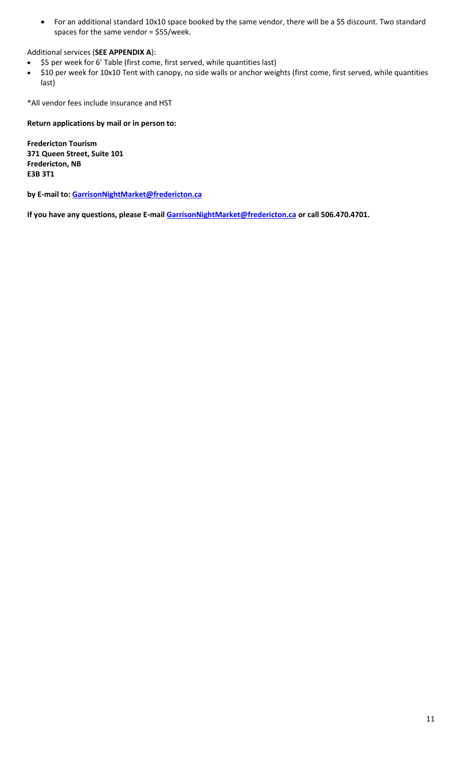- For an additional standard 10x10 space booked by the same vendor, there will be a $5 discount. Two standard spaces for the same vendor = $55/week.

Additional services (**SEE APPENDIX A**):

- $5 per week for 6' Table (first come, first served, while quantities last)
- $10 per week for 10x10 Tent with canopy, no side walls or anchor weights (first come, first served, while quantities last)

*All vendor fees include insurance and HST

**Return applications by mail or in person to:**

**Fredericton Tourism**
**371 Queen Street, Suite 101**
**Fredericton, NB**
**E3B 3T1**

**by E-mail to: GarrisonNightMarket@fredericton.ca**

**If you have any questions, please E-mail GarrisonNightMarket@fredericton.ca or call 506.470.4701.**